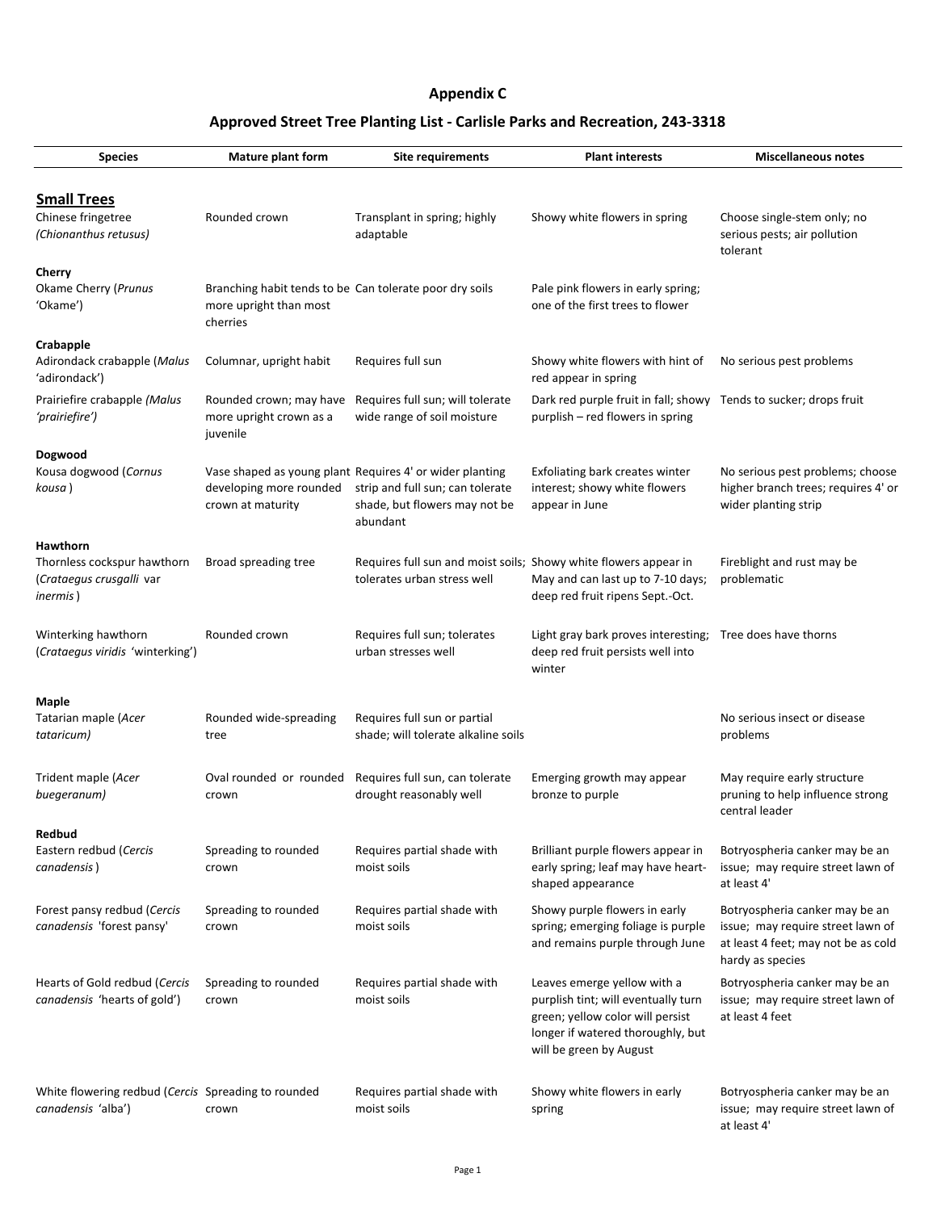# Appendix C

## Approved Street Tree Planting List - Carlisle Parks and Recreation, 243-3318

| Species | Mature plant form | Site requirements | Plant interests | Miscellaneous notes |
|---|---|---|---|---|
| **Small Trees** | | | | |
| Chinese fringetree *(Chionanthus retusus)* | Rounded crown | Transplant in spring; highly adaptable | Showy white flowers in spring | Choose single-stem only; no serious pests; air pollution tolerant |
| **Cherry** | | | | |
| Okame Cherry (*Prunus* 'Okame') | Branching habit tends to be more upright than most cherries | Can tolerate poor dry soils | Pale pink flowers in early spring; one of the first trees to flower | |
| **Crabapple** | | | | |
| Adirondack crabapple (*Malus* 'adirondack') | Columnar, upright habit | Requires full sun | Showy white flowers with hint of red appear in spring | No serious pest problems |
| Prairiefire crabapple *(Malus 'prairiefire')* | Rounded crown; may have more upright crown as a juvenile | Requires full sun; will tolerate wide range of soil moisture | Dark red purple fruit in fall; showy purplish – red flowers in spring | Tends to sucker; drops fruit |
| **Dogwood** | | | | |
| Kousa dogwood (*Cornus kousa*) | Vase shaped as young plant developing more rounded crown at maturity | Requires 4' or wider planting strip and full sun; can tolerate shade, but flowers may not be abundant | Exfoliating bark creates winter interest; showy white flowers appear in June | No serious pest problems; choose higher branch trees; requires 4' or wider planting strip |
| **Hawthorn** | | | | |
| Thornless cockspur hawthorn (*Crataegus crusgalli* var *inermis*) | Broad spreading tree | Requires full sun and moist soils; tolerates urban stress well | Showy white flowers appear in May and can last up to 7-10 days; deep red fruit ripens Sept.-Oct. | Fireblight and rust may be problematic |
| Winterking hawthorn (*Crataegus viridis* 'winterking') | Rounded crown | Requires full sun; tolerates urban stresses well | Light gray bark proves interesting; deep red fruit persists well into winter | Tree does have thorns |
| **Maple** | | | | |
| Tatarian maple (*Acer tataricum)* | Rounded wide-spreading tree | Requires full sun or partial shade; will tolerate alkaline soils | | No serious insect or disease problems |
| Trident maple (*Acer buegeranum)* | Oval rounded or rounded crown | Requires full sun, can tolerate drought reasonably well | Emerging growth may appear bronze to purple | May require early structure pruning to help influence strong central leader |
| **Redbud** | | | | |
| Eastern redbud (*Cercis canadensis*) | Spreading to rounded crown | Requires partial shade with moist soils | Brilliant purple flowers appear in early spring; leaf may have heart-shaped appearance | Botryospheria canker may be an issue; may require street lawn of at least 4' |
| Forest pansy redbud (*Cercis canadensis* 'forest pansy' | Spreading to rounded crown | Requires partial shade with moist soils | Showy purple flowers in early spring; emerging foliage is purple and remains purple through June | Botryospheria canker may be an issue; may require street lawn of at least 4 feet; may not be as cold hardy as species |
| Hearts of Gold redbud (*Cercis canadensis* 'hearts of gold') | Spreading to rounded crown | Requires partial shade with moist soils | Leaves emerge yellow with a purplish tint; will eventually turn green; yellow color will persist longer if watered thoroughly, but will be green by August | Botryospheria canker may be an issue; may require street lawn of at least 4 feet |
| White flowering redbud (*Cercis canadensis* 'alba') | Spreading to rounded crown | Requires partial shade with moist soils | Showy white flowers in early spring | Botryospheria canker may be an issue; may require street lawn of at least 4' |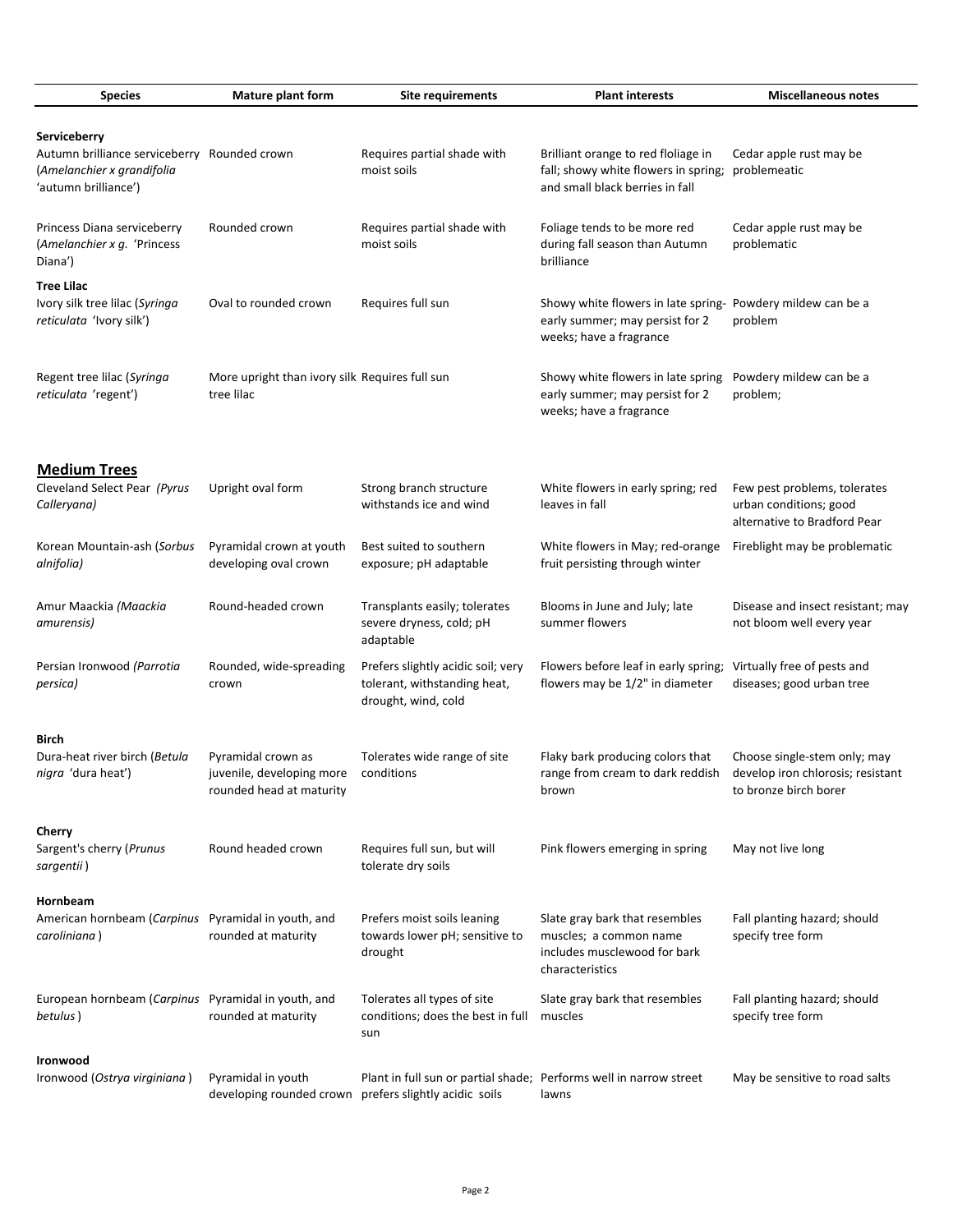| Species | Mature plant form | Site requirements | Plant interests | Miscellaneous notes |
|---|---|---|---|---|
| **Serviceberry** | | | | |
| Autumn brilliance serviceberry (*Amelanchier x grandifolia* 'autumn brilliance') | Rounded crown | Requires partial shade with moist soils | Brilliant orange to red floliage in fall; showy white flowers in spring; and small black berries in fall | Cedar apple rust may be problemeatic |
| Princess Diana serviceberry (*Amelanchier x g.* 'Princess Diana') | Rounded crown | Requires partial shade with moist soils | Foliage tends to be more red during fall season than Autumn brilliance | Cedar apple rust may be problematic |
| **Tree Lilac** | | | | |
| Ivory silk tree lilac (*Syringa reticulata* 'Ivory silk') | Oval to rounded crown | Requires full sun | Showy white flowers in late spring-early summer; may persist for 2 weeks; have a fragrance | Powdery mildew can be a problem |
| Regent tree lilac (*Syringa reticulata* 'regent') | More upright than ivory silk tree lilac | Requires full sun | Showy white flowers in late spring early summer; may persist for 2 weeks; have a fragrance | Powdery mildew can be a problem; |
| **Medium Trees** | | | | |
| Cleveland Select Pear *(Pyrus Calleryana)* | Upright oval form | Strong branch structure withstands ice and wind | White flowers in early spring; red leaves in fall | Few pest problems, tolerates urban conditions; good alternative to Bradford Pear |
| Korean Mountain-ash (*Sorbus alnifolia)* | Pyramidal crown at youth developing oval crown | Best suited to southern exposure; pH adaptable | White flowers in May; red-orange fruit persisting through winter | Fireblight may be problematic |
| Amur Maackia *(Maackia amurensis)* | Round-headed crown | Transplants easily; tolerates severe dryness, cold; pH adaptable | Blooms in June and July; late summer flowers | Disease and insect resistant; may not bloom well every year |
| Persian Ironwood *(Parrotia persica)* | Rounded, wide-spreading crown | Prefers slightly acidic soil; very tolerant, withstanding heat, drought, wind, cold | Flowers before leaf in early spring; flowers may be 1/2" in diameter | Virtually free of pests and diseases; good urban tree |
| **Birch** | | | | |
| Dura-heat river birch (*Betula nigra* 'dura heat') | Pyramidal crown as juvenile, developing more rounded head at maturity | Tolerates wide range of site conditions | Flaky bark producing colors that range from cream to dark reddish brown | Choose single-stem only; may develop iron chlorosis; resistant to bronze birch borer |
| **Cherry** | | | | |
| Sargent's cherry (*Prunus sargentii*) | Round headed crown | Requires full sun, but will tolerate dry soils | Pink flowers emerging in spring | May not live long |
| **Hornbeam** | | | | |
| American hornbeam (*Carpinus caroliniana*) | Pyramidal in youth, and rounded at maturity | Prefers moist soils leaning towards lower pH; sensitive to drought | Slate gray bark that resembles muscles; a common name includes musclewood for bark characteristics | Fall planting hazard; should specify tree form |
| European hornbeam (*Carpinus betulus*) | Pyramidal in youth, and rounded at maturity | Tolerates all types of site conditions; does the best in full sun | Slate gray bark that resembles muscles | Fall planting hazard; should specify tree form |
| **Ironwood** | | | | |
| Ironwood (*Ostrya virginiana*) | Pyramidal in youth developing rounded crown | Plant in full sun or partial shade; prefers slightly acidic soils | Performs well in narrow street lawns | May be sensitive to road salts |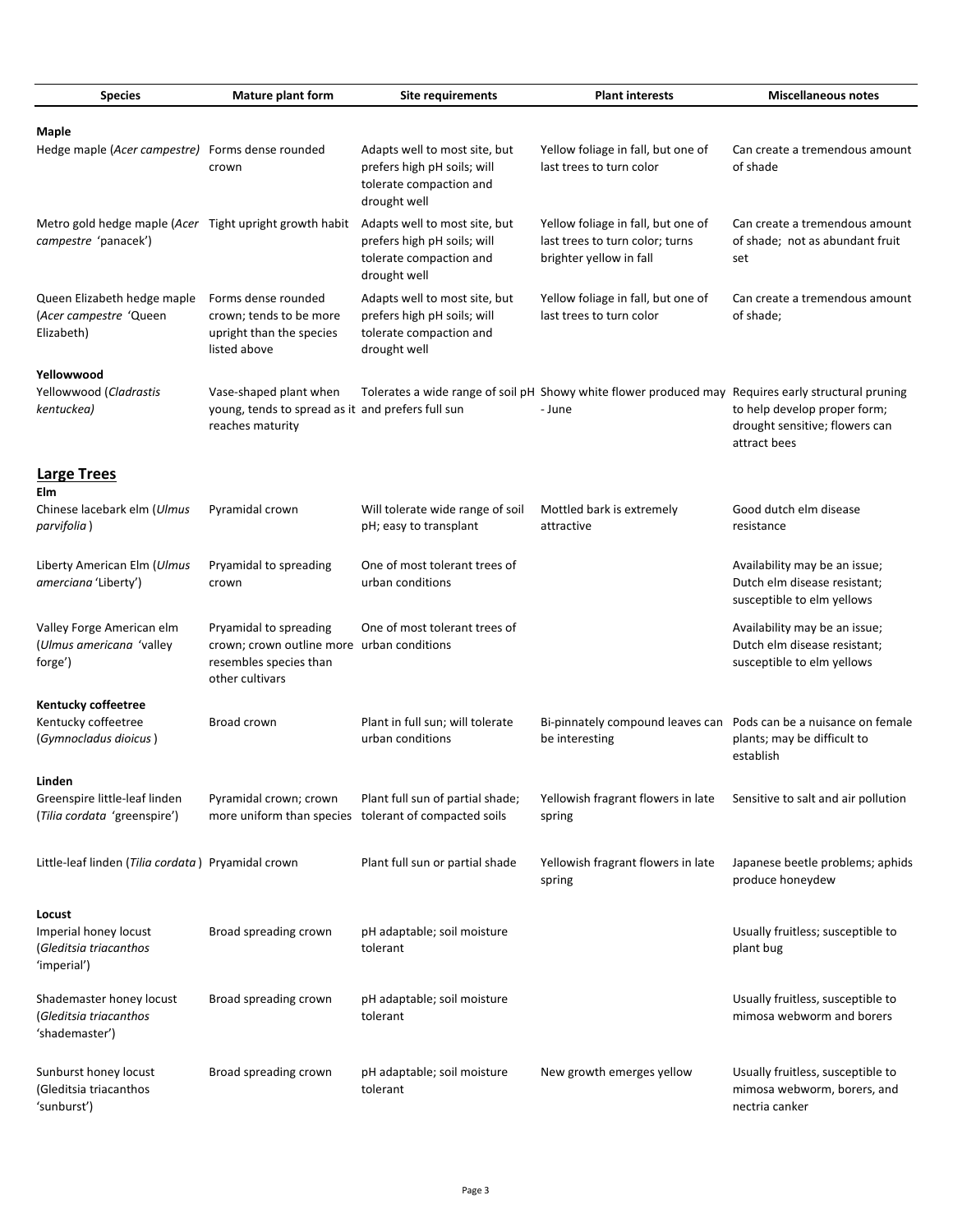| Species | Mature plant form | Site requirements | Plant interests | Miscellaneous notes |
|---|---|---|---|---|
| **Maple** | | | | |
| Hedge maple (*Acer campestre*) | Forms dense rounded crown | Adapts well to most site, but prefers high pH soils; will tolerate compaction and drought well | Yellow foliage in fall, but one of last trees to turn color | Can create a tremendous amount of shade |
| Metro gold hedge maple (*Acer campestre* 'panacek') | Tight upright growth habit | Adapts well to most site, but prefers high pH soils; will tolerate compaction and drought well | Yellow foliage in fall, but one of last trees to turn color; turns brighter yellow in fall | Can create a tremendous amount of shade; not as abundant fruit set |
| Queen Elizabeth hedge maple (*Acer campestre* 'Queen Elizabeth) | Forms dense rounded crown; tends to be more upright than the species listed above | Adapts well to most site, but prefers high pH soils; will tolerate compaction and drought well | Yellow foliage in fall, but one of last trees to turn color | Can create a tremendous amount of shade; |
| **Yellowwood** | | | | |
| Yellowwood (*Cladrastis kentuckea)* | Vase-shaped plant when young, tends to spread as it reaches maturity | Tolerates a wide range of soil pH and prefers full sun | Showy white flower produced may - June | Requires early structural pruning to help develop proper form; drought sensitive; flowers can attract bees |

## Large Trees

| Species | Mature plant form | Site requirements | Plant interests | Miscellaneous notes |
|---|---|---|---|---|
| **Elm** | | | | |
| Chinese lacebark elm (*Ulmus parvifolia* ) | Pyramidal crown | Will tolerate wide range of soil pH; easy to transplant | Mottled bark is extremely attractive | Good dutch elm disease resistance |
| Liberty American Elm (*Ulmus ameriana* 'Liberty') | Pryamidal to spreading crown | One of most tolerant trees of urban conditions | | Availability may be an issue; Dutch elm disease resistant; susceptible to elm yellows |
| Valley Forge American elm (*Ulmus americana* 'valley forge') | Pryamidal to spreading crown; crown outline more resembles species than other cultivars | One of most tolerant trees of urban conditions | | Availability may be an issue; Dutch elm disease resistant; susceptible to elm yellows |
| **Kentucky coffeetree** | | | | |
| Kentucky coffeetree (*Gymnocladus dioicus* ) | Broad crown | Plant in full sun; will tolerate urban conditions | Bi-pinnately compound leaves can be interesting | Pods can be a nuisance on female plants; may be difficult to establish |
| **Linden** | | | | |
| Greenspire little-leaf linden (*Tilia cordata* 'greenspire') | Pyramidal crown; crown more uniform than species | Plant full sun of partial shade; tolerant of compacted soils | Yellowish fragrant flowers in late spring | Sensitive to salt and air pollution |
| Little-leaf linden (*Tilia cordata* ) | Pryamidal crown | Plant full sun or partial shade | Yellowish fragrant flowers in late spring | Japanese beetle problems; aphids produce honeydew |
| **Locust** | | | | |
| Imperial honey locust (*Gleditsia triacanthos* 'imperial') | Broad spreading crown | pH adaptable; soil moisture tolerant | | Usually fruitless; susceptible to plant bug |
| Shademaster honey locust (*Gleditsia triacanthos* 'shademaster') | Broad spreading crown | pH adaptable; soil moisture tolerant | | Usually fruitless, susceptible to mimosa webworm and borers |
| Sunburst honey locust (Gleditsia triacanthos 'sunburst') | Broad spreading crown | pH adaptable; soil moisture tolerant | New growth emerges yellow | Usually fruitless, susceptible to mimosa webworm, borers, and nectria canker |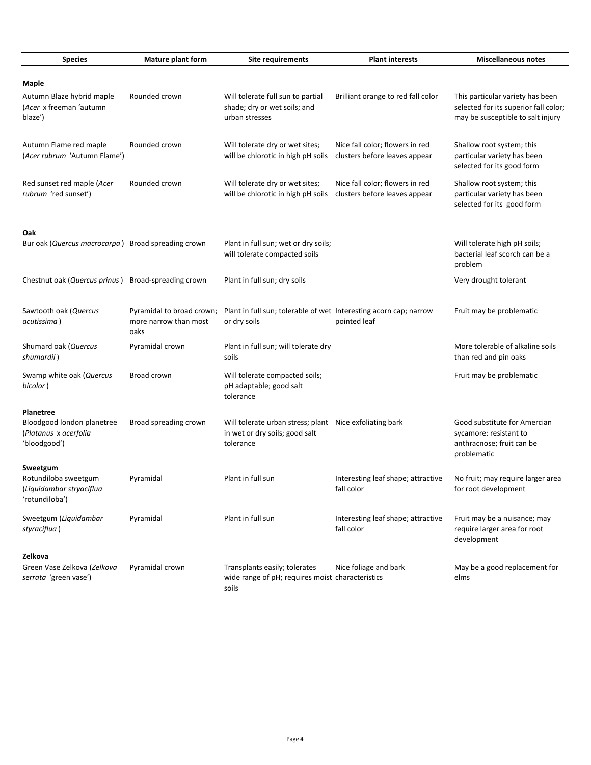| Species | Mature plant form | Site requirements | Plant interests | Miscellaneous notes |
|---|---|---|---|---|
| **Maple** | | | | |
| Autumn Blaze hybrid maple (*Acer* x freeman 'autumn blaze') | Rounded crown | Will tolerate full sun to partial shade; dry or wet soils; and urban stresses | Brilliant orange to red fall color | This particular variety has been selected for its superior fall color; may be susceptible to salt injury |
| Autumn Flame red maple (*Acer rubrum* 'Autumn Flame') | Rounded crown | Will tolerate dry or wet sites; will be chlorotic in high pH soils | Nice fall color; flowers in red clusters before leaves appear | Shallow root system; this particular variety has been selected for its good form |
| Red sunset red maple (*Acer rubrum* 'red sunset') | Rounded crown | Will tolerate dry or wet sites; will be chlorotic in high pH soils | Nice fall color; flowers in red clusters before leaves appear | Shallow root system; this particular variety has been selected for its good form |
| **Oak** | | | | |
| Bur oak (*Quercus macrocarpa*) | Broad spreading crown | Plant in full sun; wet or dry soils; will tolerate compacted soils | | Will tolerate high pH soils; bacterial leaf scorch can be a problem |
| Chestnut oak (*Quercus prinus*) | Broad-spreading crown | Plant in full sun; dry soils | | Very drought tolerant |
| Sawtooth oak (*Quercus acutissima*) | Pyramidal to broad crown; more narrow than most oaks | Plant in full sun; tolerable of wet or dry soils | Interesting acorn cap; narrow pointed leaf | Fruit may be problematic |
| Shumard oak (*Quercus shumardii*) | Pyramidal crown | Plant in full sun; will tolerate dry soils | | More tolerable of alkaline soils than red and pin oaks |
| Swamp white oak (*Quercus bicolor*) | Broad crown | Will tolerate compacted soils; pH adaptable; good salt tolerance | | Fruit may be problematic |
| **Planetree** | | | | |
| Bloodgood london planetree (*Platanus* x *acerfolia* 'bloodgood') | Broad spreading crown | Will tolerate urban stress; plant in wet or dry soils; good salt tolerance | Nice exfoliating bark | Good substitute for Amercian sycamore: resistant to anthracnose; fruit can be problematic |
| **Sweetgum** | | | | |
| Rotundiloba sweetgum (*Liquidambar stryaciflua* 'rotundiloba') | Pyramidal | Plant in full sun | Interesting leaf shape; attractive fall color | No fruit; may require larger area for root development |
| Sweetgum (*Liquidambar styraciflua*) | Pyramidal | Plant in full sun | Interesting leaf shape; attractive fall color | Fruit may be a nuisance; may require larger area for root development |
| **Zelkova** | | | | |
| Green Vase Zelkova (*Zelkova serrata* 'green vase') | Pyramidal crown | Transplants easily; tolerates wide range of pH; requires moist soils | Nice foliage and bark characteristics | May be a good replacement for elms |